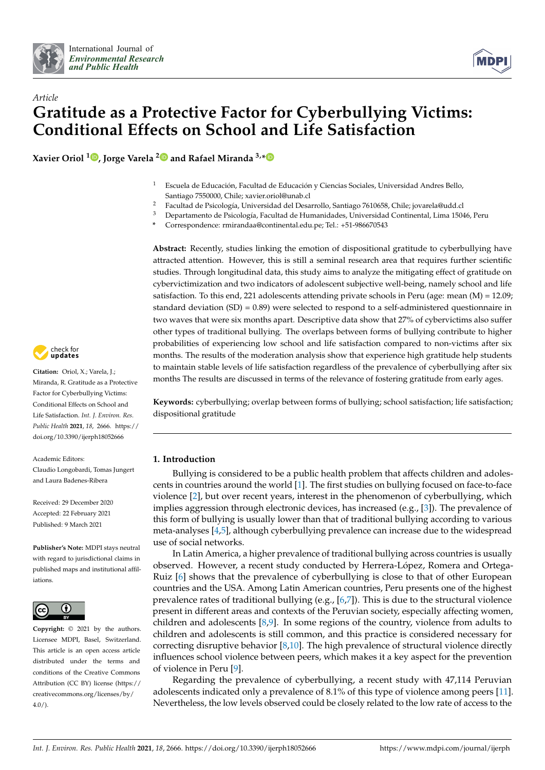*Article*

# Gratitude as a Protective Factor for Cyberbullying Victims: Conditional Effects on School and Life Satisfaction

**Xavier Oriol [1], Jorge Varela [2] and Rafael Miranda [3,*]**

[1] Escuela de Educación, Facultad de Educación y Ciencias Sociales, Universidad Andres Bello, Santiago 7550000, Chile; xavier.oriol@unab.cl
[2] Facultad de Psicología, Universidad del Desarrollo, Santiago 7610658, Chile; jovarela@udd.cl
[3] Departamento de Psicología, Facultad de Humanidades, Universidad Continental, Lima 15046, Peru
* Correspondence: rmirandaa@continental.edu.pe; Tel.: +51-986670543

**Abstract:** Recently, studies linking the emotion of dispositional gratitude to cyberbullying have attracted attention. However, this is still a seminal research area that requires further scientific studies. Through longitudinal data, this study aims to analyze the mitigating effect of gratitude on cybervictimization and two indicators of adolescent subjective well-being, namely school and life satisfaction. To this end, 221 adolescents attending private schools in Peru (age: mean (M) = 12.09; standard deviation (SD) = 0.89) were selected to respond to a self-administered questionnaire in two waves that were six months apart. Descriptive data show that 27% of cybervictims also suffer other types of traditional bullying. The overlaps between forms of bullying contribute to higher probabilities of experiencing low school and life satisfaction compared to non-victims after six months. The results of the moderation analysis show that experience high gratitude help students to maintain stable levels of life satisfaction regardless of the prevalence of cyberbullying after six months The results are discussed in terms of the relevance of fostering gratitude from early ages.

**Keywords:** cyberbullying; overlap between forms of bullying; school satisfaction; life satisfaction; dispositional gratitude

**Citation:** Oriol, X.; Varela, J.; Miranda, R. Gratitude as a Protective Factor for Cyberbullying Victims: Conditional Effects on School and Life Satisfaction. *Int. J. Environ. Res. Public Health* **2021**, *18*, 2666. https://doi.org/10.3390/ijerph18052666

Academic Editors: Claudio Longobardi, Tomas Jungert and Laura Badenes-Ribera

Received: 29 December 2020
Accepted: 22 February 2021
Published: 9 March 2021

**Publisher's Note:** MDPI stays neutral with regard to jurisdictional claims in published maps and institutional affiliations.

**Copyright:** © 2021 by the authors. Licensee MDPI, Basel, Switzerland. This article is an open access article distributed under the terms and conditions of the Creative Commons Attribution (CC BY) license (https://creativecommons.org/licenses/by/4.0/).

## 1. Introduction

Bullying is considered to be a public health problem that affects children and adolescents in countries around the world [1]. The first studies on bullying focused on face-to-face violence [2], but over recent years, interest in the phenomenon of cyberbullying, which implies aggression through electronic devices, has increased (e.g., [3]). The prevalence of this form of bullying is usually lower than that of traditional bullying according to various meta-analyses [4,5], although cyberbullying prevalence can increase due to the widespread use of social networks.

In Latin America, a higher prevalence of traditional bullying across countries is usually observed. However, a recent study conducted by Herrera-López, Romera and Ortega-Ruiz [6] shows that the prevalence of cyberbullying is close to that of other European countries and the USA. Among Latin American countries, Peru presents one of the highest prevalence rates of traditional bullying (e.g., [6,7]). This is due to the structural violence present in different areas and contexts of the Peruvian society, especially affecting women, children and adolescents [8,9]. In some regions of the country, violence from adults to children and adolescents is still common, and this practice is considered necessary for correcting disruptive behavior [8,10]. The high prevalence of structural violence directly influences school violence between peers, which makes it a key aspect for the prevention of violence in Peru [9].

Regarding the prevalence of cyberbullying, a recent study with 47,114 Peruvian adolescents indicated only a prevalence of 8.1% of this type of violence among peers [11]. Nevertheless, the low levels observed could be closely related to the low rate of access to the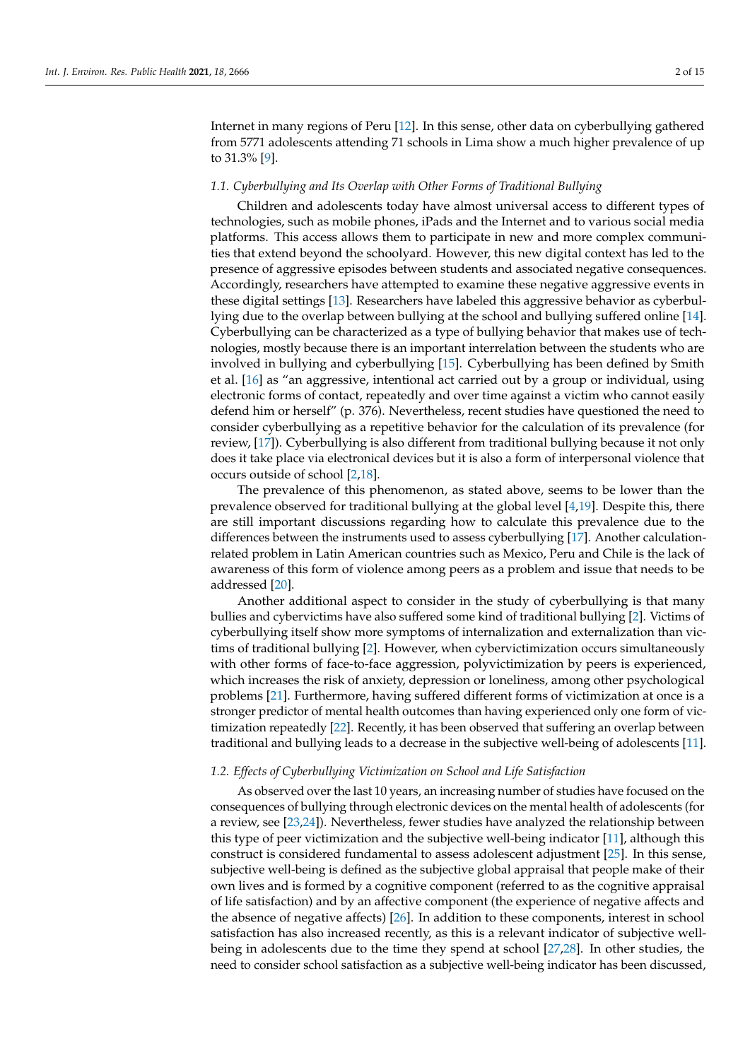Internet in many regions of Peru [12]. In this sense, other data on cyberbullying gathered from 5771 adolescents attending 71 schools in Lima show a much higher prevalence of up to 31.3% [9].

### 1.1. Cyberbullying and Its Overlap with Other Forms of Traditional Bullying

Children and adolescents today have almost universal access to different types of technologies, such as mobile phones, iPads and the Internet and to various social media platforms. This access allows them to participate in new and more complex communities that extend beyond the schoolyard. However, this new digital context has led to the presence of aggressive episodes between students and associated negative consequences. Accordingly, researchers have attempted to examine these negative aggressive events in these digital settings [13]. Researchers have labeled this aggressive behavior as cyberbullying due to the overlap between bullying at the school and bullying suffered online [14]. Cyberbullying can be characterized as a type of bullying behavior that makes use of technologies, mostly because there is an important interrelation between the students who are involved in bullying and cyberbullying [15]. Cyberbullying has been defined by Smith et al. [16] as "an aggressive, intentional act carried out by a group or individual, using electronic forms of contact, repeatedly and over time against a victim who cannot easily defend him or herself" (p. 376). Nevertheless, recent studies have questioned the need to consider cyberbullying as a repetitive behavior for the calculation of its prevalence (for review, [17]). Cyberbullying is also different from traditional bullying because it not only does it take place via electronical devices but it is also a form of interpersonal violence that occurs outside of school [2,18].

The prevalence of this phenomenon, as stated above, seems to be lower than the prevalence observed for traditional bullying at the global level [4,19]. Despite this, there are still important discussions regarding how to calculate this prevalence due to the differences between the instruments used to assess cyberbullying [17]. Another calculation-related problem in Latin American countries such as Mexico, Peru and Chile is the lack of awareness of this form of violence among peers as a problem and issue that needs to be addressed [20].

Another additional aspect to consider in the study of cyberbullying is that many bullies and cybervictims have also suffered some kind of traditional bullying [2]. Victims of cyberbullying itself show more symptoms of internalization and externalization than victims of traditional bullying [2]. However, when cybervictimization occurs simultaneously with other forms of face-to-face aggression, polyvictimization by peers is experienced, which increases the risk of anxiety, depression or loneliness, among other psychological problems [21]. Furthermore, having suffered different forms of victimization at once is a stronger predictor of mental health outcomes than having experienced only one form of victimization repeatedly [22]. Recently, it has been observed that suffering an overlap between traditional and bullying leads to a decrease in the subjective well-being of adolescents [11].

### 1.2. Effects of Cyberbullying Victimization on School and Life Satisfaction

As observed over the last 10 years, an increasing number of studies have focused on the consequences of bullying through electronic devices on the mental health of adolescents (for a review, see [23,24]). Nevertheless, fewer studies have analyzed the relationship between this type of peer victimization and the subjective well-being indicator [11], although this construct is considered fundamental to assess adolescent adjustment [25]. In this sense, subjective well-being is defined as the subjective global appraisal that people make of their own lives and is formed by a cognitive component (referred to as the cognitive appraisal of life satisfaction) and by an affective component (the experience of negative affects and the absence of negative affects) [26]. In addition to these components, interest in school satisfaction has also increased recently, as this is a relevant indicator of subjective well-being in adolescents due to the time they spend at school [27,28]. In other studies, the need to consider school satisfaction as a subjective well-being indicator has been discussed,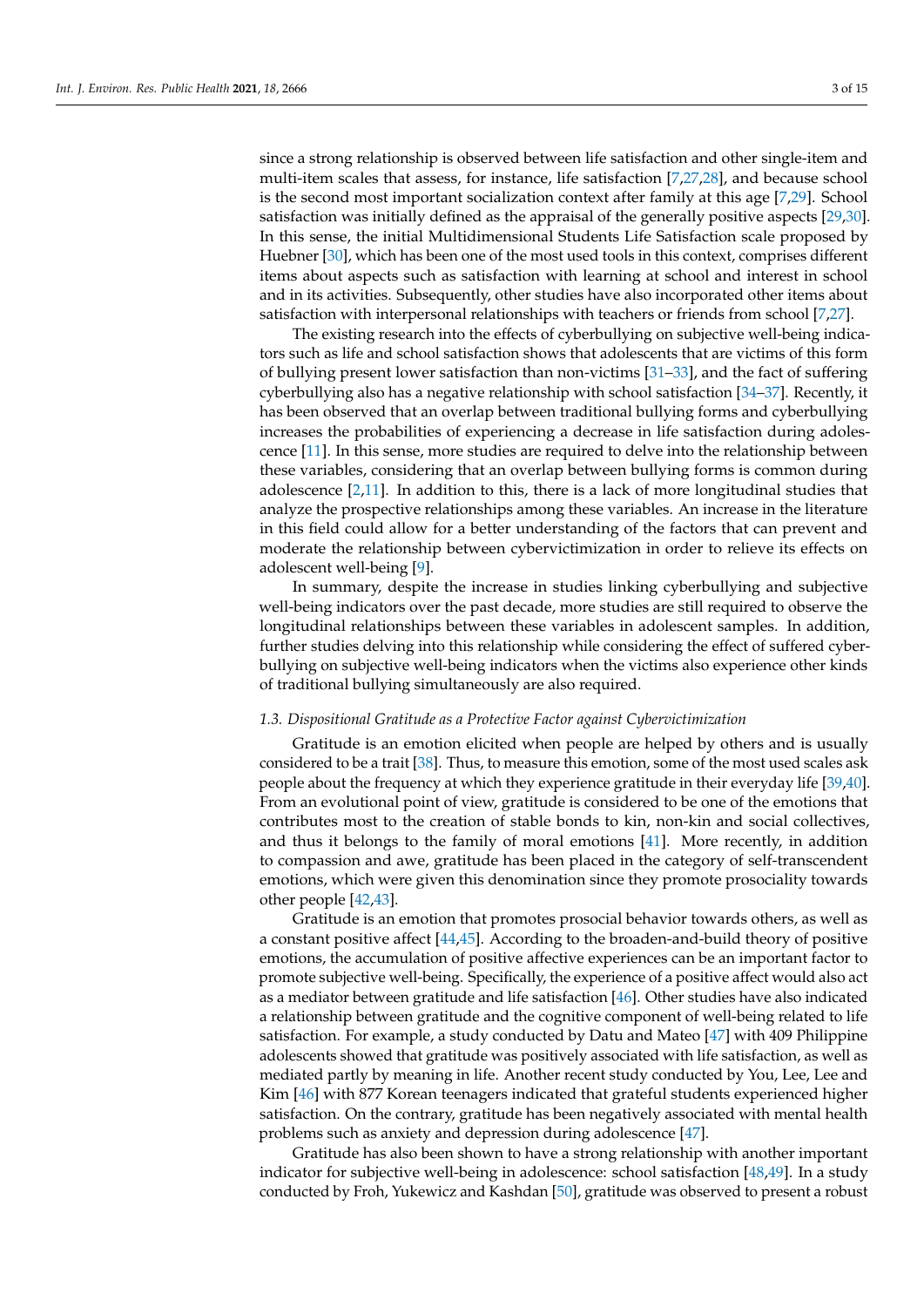since a strong relationship is observed between life satisfaction and other single-item and multi-item scales that assess, for instance, life satisfaction [7,27,28], and because school is the second most important socialization context after family at this age [7,29]. School satisfaction was initially defined as the appraisal of the generally positive aspects [29,30]. In this sense, the initial Multidimensional Students Life Satisfaction scale proposed by Huebner [30], which has been one of the most used tools in this context, comprises different items about aspects such as satisfaction with learning at school and interest in school and in its activities. Subsequently, other studies have also incorporated other items about satisfaction with interpersonal relationships with teachers or friends from school [7,27].

The existing research into the effects of cyberbullying on subjective well-being indicators such as life and school satisfaction shows that adolescents that are victims of this form of bullying present lower satisfaction than non-victims [31–33], and the fact of suffering cyberbullying also has a negative relationship with school satisfaction [34–37]. Recently, it has been observed that an overlap between traditional bullying forms and cyberbullying increases the probabilities of experiencing a decrease in life satisfaction during adolescence [11]. In this sense, more studies are required to delve into the relationship between these variables, considering that an overlap between bullying forms is common during adolescence [2,11]. In addition to this, there is a lack of more longitudinal studies that analyze the prospective relationships among these variables. An increase in the literature in this field could allow for a better understanding of the factors that can prevent and moderate the relationship between cybervictimization in order to relieve its effects on adolescent well-being [9].

In summary, despite the increase in studies linking cyberbullying and subjective well-being indicators over the past decade, more studies are still required to observe the longitudinal relationships between these variables in adolescent samples. In addition, further studies delving into this relationship while considering the effect of suffered cyberbullying on subjective well-being indicators when the victims also experience other kinds of traditional bullying simultaneously are also required.

### *1.3. Dispositional Gratitude as a Protective Factor against Cybervictimization*

Gratitude is an emotion elicited when people are helped by others and is usually considered to be a trait [38]. Thus, to measure this emotion, some of the most used scales ask people about the frequency at which they experience gratitude in their everyday life [39,40]. From an evolutional point of view, gratitude is considered to be one of the emotions that contributes most to the creation of stable bonds to kin, non-kin and social collectives, and thus it belongs to the family of moral emotions [41]. More recently, in addition to compassion and awe, gratitude has been placed in the category of self-transcendent emotions, which were given this denomination since they promote prosociality towards other people [42,43].

Gratitude is an emotion that promotes prosocial behavior towards others, as well as a constant positive affect [44,45]. According to the broaden-and-build theory of positive emotions, the accumulation of positive affective experiences can be an important factor to promote subjective well-being. Specifically, the experience of a positive affect would also act as a mediator between gratitude and life satisfaction [46]. Other studies have also indicated a relationship between gratitude and the cognitive component of well-being related to life satisfaction. For example, a study conducted by Datu and Mateo [47] with 409 Philippine adolescents showed that gratitude was positively associated with life satisfaction, as well as mediated partly by meaning in life. Another recent study conducted by You, Lee, Lee and Kim [46] with 877 Korean teenagers indicated that grateful students experienced higher satisfaction. On the contrary, gratitude has been negatively associated with mental health problems such as anxiety and depression during adolescence [47].

Gratitude has also been shown to have a strong relationship with another important indicator for subjective well-being in adolescence: school satisfaction [48,49]. In a study conducted by Froh, Yukewicz and Kashdan [50], gratitude was observed to present a robust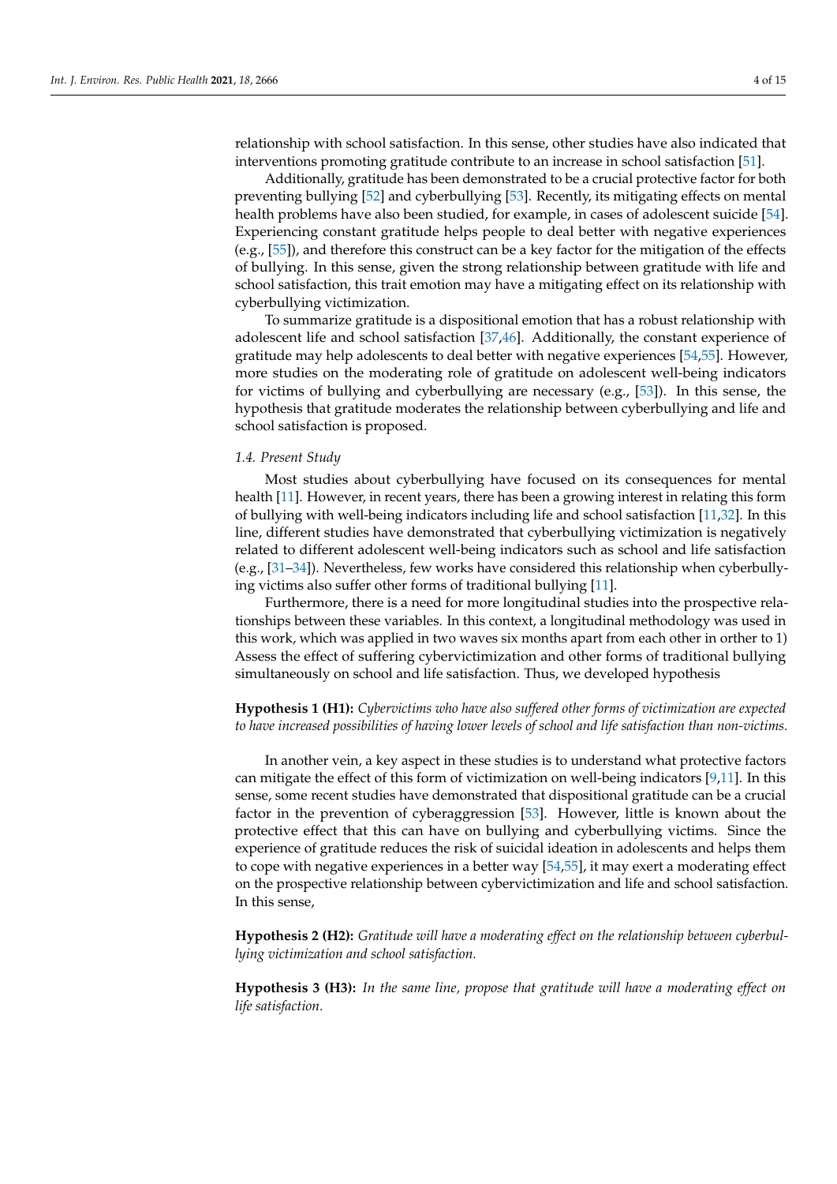relationship with school satisfaction. In this sense, other studies have also indicated that interventions promoting gratitude contribute to an increase in school satisfaction [51].

Additionally, gratitude has been demonstrated to be a crucial protective factor for both preventing bullying [52] and cyberbullying [53]. Recently, its mitigating effects on mental health problems have also been studied, for example, in cases of adolescent suicide [54]. Experiencing constant gratitude helps people to deal better with negative experiences (e.g., [55]), and therefore this construct can be a key factor for the mitigation of the effects of bullying. In this sense, given the strong relationship between gratitude with life and school satisfaction, this trait emotion may have a mitigating effect on its relationship with cyberbullying victimization.

To summarize gratitude is a dispositional emotion that has a robust relationship with adolescent life and school satisfaction [37,46]. Additionally, the constant experience of gratitude may help adolescents to deal better with negative experiences [54,55]. However, more studies on the moderating role of gratitude on adolescent well-being indicators for victims of bullying and cyberbullying are necessary (e.g., [53]). In this sense, the hypothesis that gratitude moderates the relationship between cyberbullying and life and school satisfaction is proposed.

### *1.4. Present Study*

Most studies about cyberbullying have focused on its consequences for mental health [11]. However, in recent years, there has been a growing interest in relating this form of bullying with well-being indicators including life and school satisfaction [11,32]. In this line, different studies have demonstrated that cyberbullying victimization is negatively related to different adolescent well-being indicators such as school and life satisfaction (e.g., [31–34]). Nevertheless, few works have considered this relationship when cyberbullying victims also suffer other forms of traditional bullying [11].

Furthermore, there is a need for more longitudinal studies into the prospective relationships between these variables. In this context, a longitudinal methodology was used in this work, which was applied in two waves six months apart from each other in orther to 1) Assess the effect of suffering cybervictimization and other forms of traditional bullying simultaneously on school and life satisfaction. Thus, we developed hypothesis

**Hypothesis 1 (H1):** *Cybervictims who have also suffered other forms of victimization are expected to have increased possibilities of having lower levels of school and life satisfaction than non-victims.*

In another vein, a key aspect in these studies is to understand what protective factors can mitigate the effect of this form of victimization on well-being indicators [9,11]. In this sense, some recent studies have demonstrated that dispositional gratitude can be a crucial factor in the prevention of cyberaggression [53]. However, little is known about the protective effect that this can have on bullying and cyberbullying victims. Since the experience of gratitude reduces the risk of suicidal ideation in adolescents and helps them to cope with negative experiences in a better way [54,55], it may exert a moderating effect on the prospective relationship between cybervictimization and life and school satisfaction. In this sense,

**Hypothesis 2 (H2):** *Gratitude will have a moderating effect on the relationship between cyberbullying victimization and school satisfaction.*

**Hypothesis 3 (H3):** *In the same line, propose that gratitude will have a moderating effect on life satisfaction.*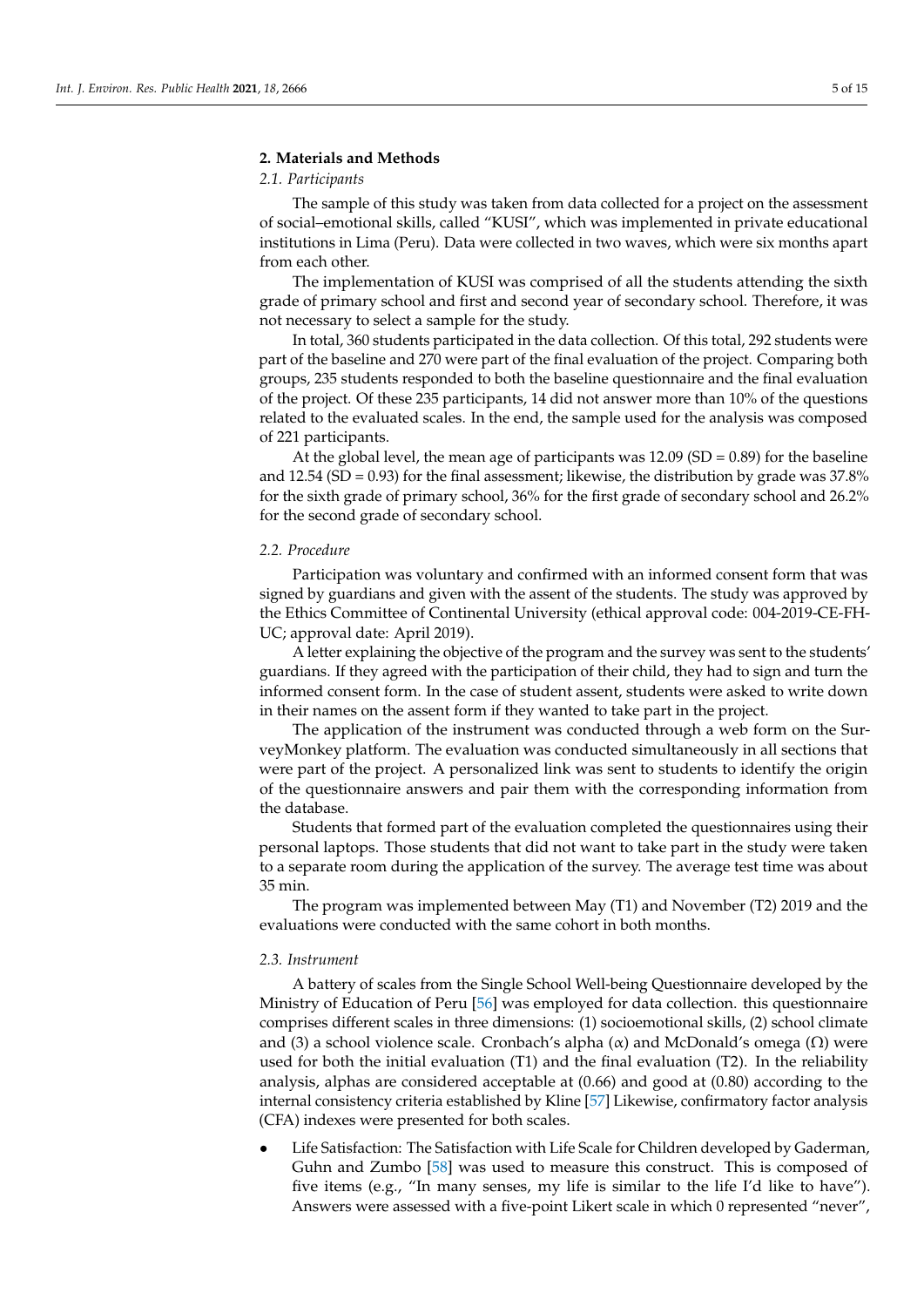## 2. Materials and Methods

### 2.1. Participants

The sample of this study was taken from data collected for a project on the assessment of social–emotional skills, called "KUSI", which was implemented in private educational institutions in Lima (Peru). Data were collected in two waves, which were six months apart from each other.

The implementation of KUSI was comprised of all the students attending the sixth grade of primary school and first and second year of secondary school. Therefore, it was not necessary to select a sample for the study.

In total, 360 students participated in the data collection. Of this total, 292 students were part of the baseline and 270 were part of the final evaluation of the project. Comparing both groups, 235 students responded to both the baseline questionnaire and the final evaluation of the project. Of these 235 participants, 14 did not answer more than 10% of the questions related to the evaluated scales. In the end, the sample used for the analysis was composed of 221 participants.

At the global level, the mean age of participants was 12.09 (SD = 0.89) for the baseline and 12.54 (SD = 0.93) for the final assessment; likewise, the distribution by grade was 37.8% for the sixth grade of primary school, 36% for the first grade of secondary school and 26.2% for the second grade of secondary school.

### 2.2. Procedure

Participation was voluntary and confirmed with an informed consent form that was signed by guardians and given with the assent of the students. The study was approved by the Ethics Committee of Continental University (ethical approval code: 004-2019-CE-FH-UC; approval date: April 2019).

A letter explaining the objective of the program and the survey was sent to the students' guardians. If they agreed with the participation of their child, they had to sign and turn the informed consent form. In the case of student assent, students were asked to write down in their names on the assent form if they wanted to take part in the project.

The application of the instrument was conducted through a web form on the SurveyMonkey platform. The evaluation was conducted simultaneously in all sections that were part of the project. A personalized link was sent to students to identify the origin of the questionnaire answers and pair them with the corresponding information from the database.

Students that formed part of the evaluation completed the questionnaires using their personal laptops. Those students that did not want to take part in the study were taken to a separate room during the application of the survey. The average test time was about 35 min.

The program was implemented between May (T1) and November (T2) 2019 and the evaluations were conducted with the same cohort in both months.

### 2.3. Instrument

A battery of scales from the Single School Well-being Questionnaire developed by the Ministry of Education of Peru [56] was employed for data collection. this questionnaire comprises different scales in three dimensions: (1) socioemotional skills, (2) school climate and (3) a school violence scale. Cronbach's alpha (α) and McDonald's omega (Ω) were used for both the initial evaluation (T1) and the final evaluation (T2). In the reliability analysis, alphas are considered acceptable at (0.66) and good at (0.80) according to the internal consistency criteria established by Kline [57] Likewise, confirmatory factor analysis (CFA) indexes were presented for both scales.

- Life Satisfaction: The Satisfaction with Life Scale for Children developed by Gaderman, Guhn and Zumbo [58] was used to measure this construct. This is composed of five items (e.g., "In many senses, my life is similar to the life I'd like to have"). Answers were assessed with a five-point Likert scale in which 0 represented "never",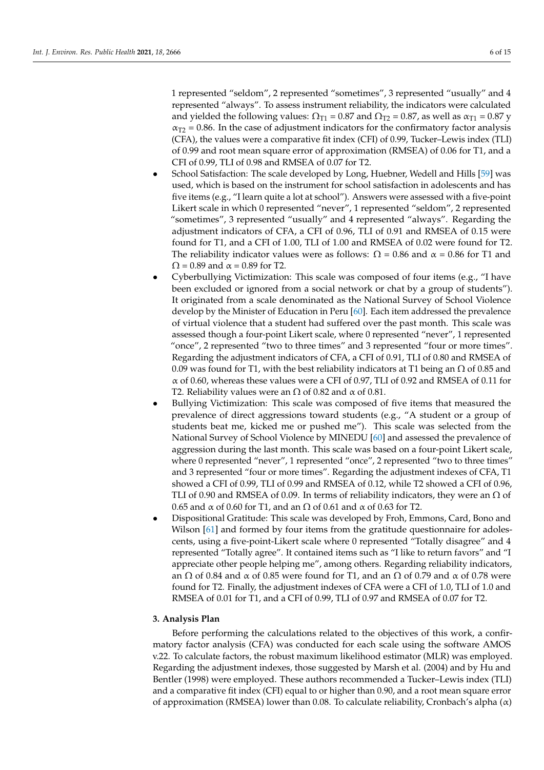1 represented "seldom", 2 represented "sometimes", 3 represented "usually" and 4 represented "always". To assess instrument reliability, the indicators were calculated and yielded the following values: $\Omega_{T1} = 0.87$ and $\Omega_{T2} = 0.87$, as well as $\alpha_{T1} = 0.87$ y $\alpha_{T2} = 0.86$. In the case of adjustment indicators for the confirmatory factor analysis (CFA), the values were a comparative fit index (CFI) of 0.99, Tucker–Lewis index (TLI) of 0.99 and root mean square error of approximation (RMSEA) of 0.06 for T1, and a CFI of 0.99, TLI of 0.98 and RMSEA of 0.07 for T2.

- School Satisfaction: The scale developed by Long, Huebner, Wedell and Hills [59] was used, which is based on the instrument for school satisfaction in adolescents and has five items (e.g., "I learn quite a lot at school"). Answers were assessed with a five-point Likert scale in which 0 represented "never", 1 represented "seldom", 2 represented "sometimes", 3 represented "usually" and 4 represented "always". Regarding the adjustment indicators of CFA, a CFI of 0.96, TLI of 0.91 and RMSEA of 0.15 were found for T1, and a CFI of 1.00, TLI of 1.00 and RMSEA of 0.02 were found for T2. The reliability indicator values were as follows: $\Omega = 0.86$ and $\alpha = 0.86$ for T1 and $\Omega = 0.89$ and $\alpha = 0.89$ for T2.
- Cyberbullying Victimization: This scale was composed of four items (e.g., "I have been excluded or ignored from a social network or chat by a group of students"). It originated from a scale denominated as the National Survey of School Violence develop by the Minister of Education in Peru [60]. Each item addressed the prevalence of virtual violence that a student had suffered over the past month. This scale was assessed though a four-point Likert scale, where 0 represented "never", 1 represented "once", 2 represented "two to three times" and 3 represented "four or more times". Regarding the adjustment indicators of CFA, a CFI of 0.91, TLI of 0.80 and RMSEA of 0.09 was found for T1, with the best reliability indicators at T1 being an $\Omega$ of 0.85 and $\alpha$ of 0.60, whereas these values were a CFI of 0.97, TLI of 0.92 and RMSEA of 0.11 for T2. Reliability values were an $\Omega$ of 0.82 and $\alpha$ of 0.81.
- Bullying Victimization: This scale was composed of five items that measured the prevalence of direct aggressions toward students (e.g., "A student or a group of students beat me, kicked me or pushed me"). This scale was selected from the National Survey of School Violence by MINEDU [60] and assessed the prevalence of aggression during the last month. This scale was based on a four-point Likert scale, where 0 represented "never", 1 represented "once", 2 represented "two to three times" and 3 represented "four or more times". Regarding the adjustment indexes of CFA, T1 showed a CFI of 0.99, TLI of 0.99 and RMSEA of 0.12, while T2 showed a CFI of 0.96, TLI of 0.90 and RMSEA of 0.09. In terms of reliability indicators, they were an $\Omega$ of 0.65 and $\alpha$ of 0.60 for T1, and an $\Omega$ of 0.61 and $\alpha$ of 0.63 for T2.
- Dispositional Gratitude: This scale was developed by Froh, Emmons, Card, Bono and Wilson [61] and formed by four items from the gratitude questionnaire for adolescents, using a five-point-Likert scale where 0 represented "Totally disagree" and 4 represented "Totally agree". It contained items such as "I like to return favors" and "I appreciate other people helping me", among others. Regarding reliability indicators, an $\Omega$ of 0.84 and $\alpha$ of 0.85 were found for T1, and an $\Omega$ of 0.79 and $\alpha$ of 0.78 were found for T2. Finally, the adjustment indexes of CFA were a CFI of 1.0, TLI of 1.0 and RMSEA of 0.01 for T1, and a CFI of 0.99, TLI of 0.97 and RMSEA of 0.07 for T2.

## 3. Analysis Plan

Before performing the calculations related to the objectives of this work, a confirmatory factor analysis (CFA) was conducted for each scale using the software AMOS v.22. To calculate factors, the robust maximum likelihood estimator (MLR) was employed. Regarding the adjustment indexes, those suggested by Marsh et al. (2004) and by Hu and Bentler (1998) were employed. These authors recommended a Tucker–Lewis index (TLI) and a comparative fit index (CFI) equal to or higher than 0.90, and a root mean square error of approximation (RMSEA) lower than 0.08. To calculate reliability, Cronbach's alpha ($\alpha$)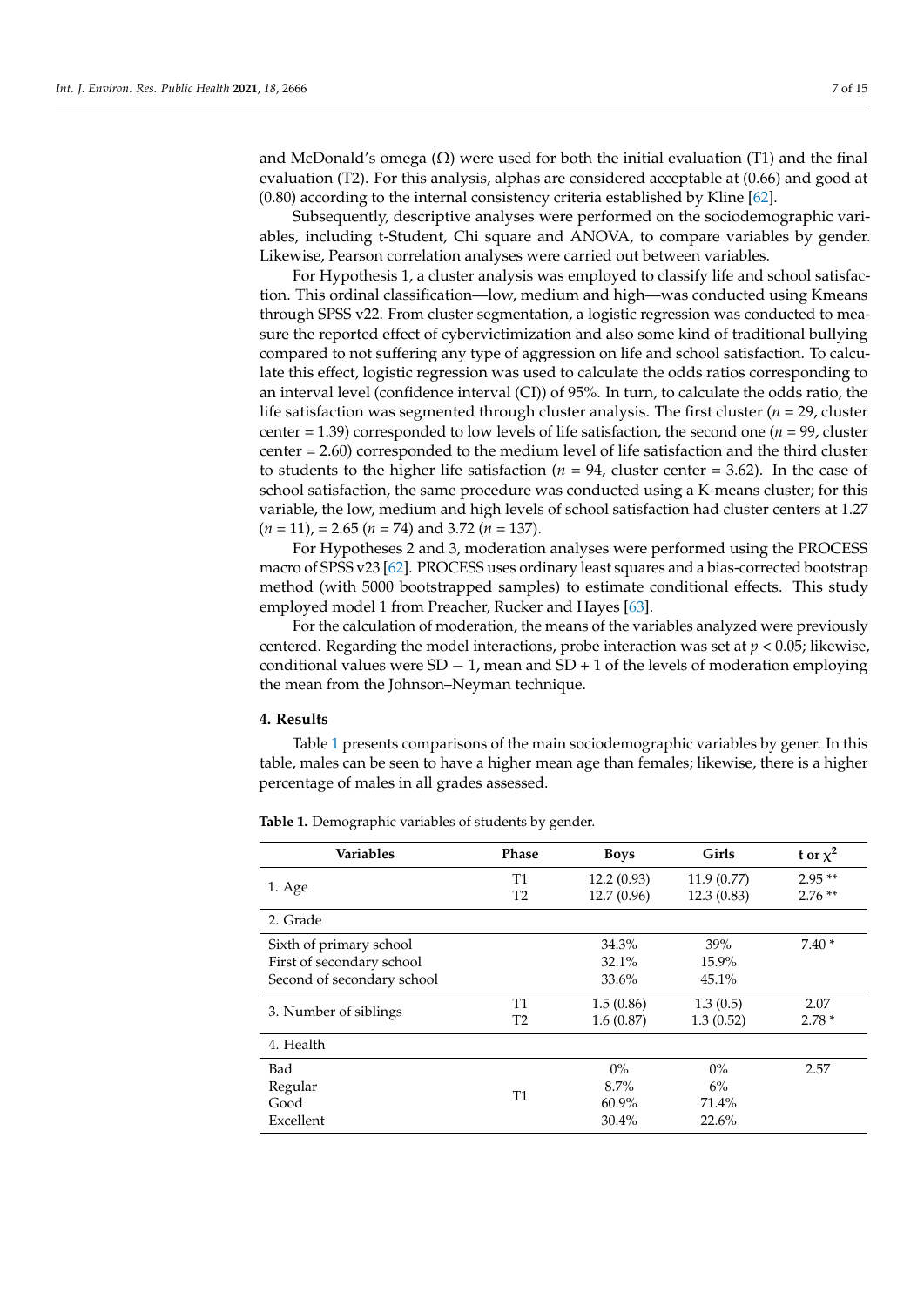and McDonald's omega (Ω) were used for both the initial evaluation (T1) and the final evaluation (T2). For this analysis, alphas are considered acceptable at (0.66) and good at (0.80) according to the internal consistency criteria established by Kline [62].

Subsequently, descriptive analyses were performed on the sociodemographic variables, including t-Student, Chi square and ANOVA, to compare variables by gender. Likewise, Pearson correlation analyses were carried out between variables.

For Hypothesis 1, a cluster analysis was employed to classify life and school satisfaction. This ordinal classification—low, medium and high—was conducted using Kmeans through SPSS v22. From cluster segmentation, a logistic regression was conducted to measure the reported effect of cybervictimization and also some kind of traditional bullying compared to not suffering any type of aggression on life and school satisfaction. To calculate this effect, logistic regression was used to calculate the odds ratios corresponding to an interval level (confidence interval (CI)) of 95%. In turn, to calculate the odds ratio, the life satisfaction was segmented through cluster analysis. The first cluster ($n$ = 29, cluster center = 1.39) corresponded to low levels of life satisfaction, the second one ($n$ = 99, cluster center = 2.60) corresponded to the medium level of life satisfaction and the third cluster to students to the higher life satisfaction ($n$ = 94, cluster center = 3.62). In the case of school satisfaction, the same procedure was conducted using a K-means cluster; for this variable, the low, medium and high levels of school satisfaction had cluster centers at 1.27 ($n$ = 11), = 2.65 ($n$ = 74) and 3.72 ($n$ = 137).

For Hypotheses 2 and 3, moderation analyses were performed using the PROCESS macro of SPSS v23 [62]. PROCESS uses ordinary least squares and a bias-corrected bootstrap method (with 5000 bootstrapped samples) to estimate conditional effects. This study employed model 1 from Preacher, Rucker and Hayes [63].

For the calculation of moderation, the means of the variables analyzed were previously centered. Regarding the model interactions, probe interaction was set at $p < 0.05$; likewise, conditional values were SD − 1, mean and SD + 1 of the levels of moderation employing the mean from the Johnson–Neyman technique.

## 4. Results

Table 1 presents comparisons of the main sociodemographic variables by gener. In this table, males can be seen to have a higher mean age than females; likewise, there is a higher percentage of males in all grades assessed.

**Table 1.** Demographic variables of students by gender.

| Variables | Phase | Boys | Girls | t or $\chi^2$ |
|---|---|---|---|---|
| 1. Age | T1 | 12.2 (0.93) | 11.9 (0.77) | 2.95 ** |
| | T2 | 12.7 (0.96) | 12.3 (0.83) | 2.76 ** |
| 2. Grade | | | | |
| Sixth of primary school | | 34.3% | 39% | 7.40 * |
| First of secondary school | | 32.1% | 15.9% | |
| Second of secondary school | | 33.6% | 45.1% | |
| 3. Number of siblings | T1 | 1.5 (0.86) | 1.3 (0.5) | 2.07 |
| | T2 | 1.6 (0.87) | 1.3 (0.52) | 2.78 * |
| 4. Health | | | | |
| Bad | T1 | 0% | 0% | 2.57 |
| Regular | | 8.7% | 6% | |
| Good | | 60.9% | 71.4% | |
| Excellent | | 30.4% | 22.6% | |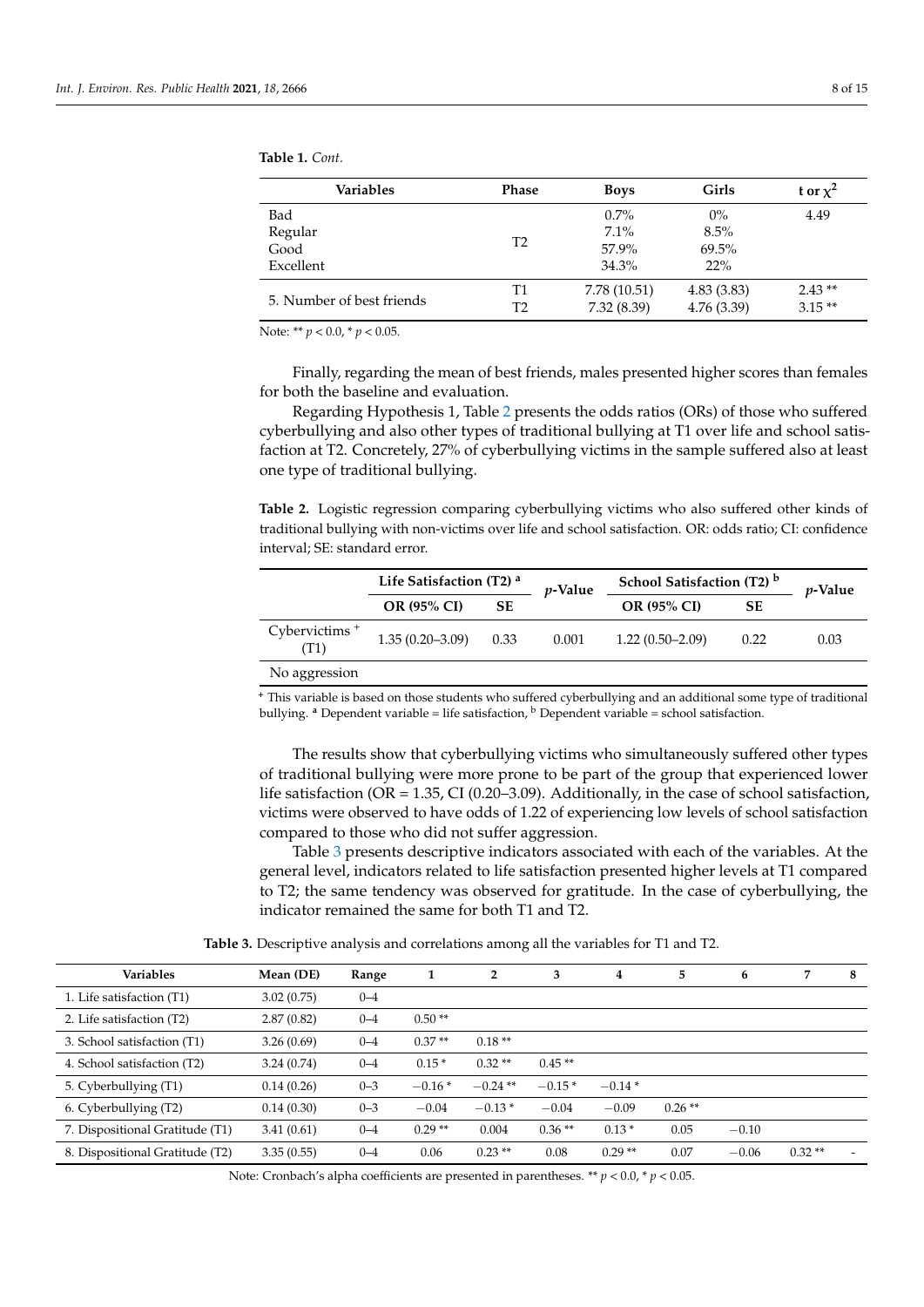**Table 1.** *Cont.*

| Variables | Phase | Boys | Girls | t or $\chi^2$ |
|---|---|---|---|---|
| Bad<br>Regular<br>Good<br>Excellent | T2 | 0.7%<br>7.1%<br>57.9%<br>34.3% | 0%<br>8.5%<br>69.5%<br>22% | 4.49 |
| 5. Number of best friends | T1<br>T2 | 7.78 (10.51)<br>7.32 (8.39) | 4.83 (3.83)<br>4.76 (3.39) | 2.43 **<br>3.15 ** |

Note: ** $p < 0.0$, * $p < 0.05$.

Finally, regarding the mean of best friends, males presented higher scores than females for both the baseline and evaluation.

Regarding Hypothesis 1, Table 2 presents the odds ratios (ORs) of those who suffered cyberbullying and also other types of traditional bullying at T1 over life and school satisfaction at T2. Concretely, 27% of cyberbullying victims in the sample suffered also at least one type of traditional bullying.

**Table 2.** Logistic regression comparing cyberbullying victims who also suffered other kinds of traditional bullying with non-victims over life and school satisfaction. OR: odds ratio; CI: confidence interval; SE: standard error.

| | Life Satisfaction (T2) [a] | | *p*-Value | School Satisfaction (T2) [b] | | *p*-Value |
|---|---|---|---|---|---|---|
| | **OR (95% CI)** | **SE** | | **OR (95% CI)** | **SE** | |
| Cybervictims + (T1) | 1.35 (0.20–3.09) | 0.33 | 0.001 | 1.22 (0.50–2.09) | 0.22 | 0.03 |
| No aggression | | | | | | |

+ This variable is based on those students who suffered cyberbullying and an additional some type of traditional bullying. [a] Dependent variable = life satisfaction, [b] Dependent variable = school satisfaction.

The results show that cyberbullying victims who simultaneously suffered other types of traditional bullying were more prone to be part of the group that experienced lower life satisfaction (OR = 1.35, CI (0.20–3.09). Additionally, in the case of school satisfaction, victims were observed to have odds of 1.22 of experiencing low levels of school satisfaction compared to those who did not suffer aggression.

Table 3 presents descriptive indicators associated with each of the variables. At the general level, indicators related to life satisfaction presented higher levels at T1 compared to T2; the same tendency was observed for gratitude. In the case of cyberbullying, the indicator remained the same for both T1 and T2.

**Table 3.** Descriptive analysis and correlations among all the variables for T1 and T2.

| Variables | Mean (DE) | Range | 1 | 2 | 3 | 4 | 5 | 6 | 7 | 8 |
|---|---|---|---|---|---|---|---|---|---|---|
| 1. Life satisfaction (T1) | 3.02 (0.75) | 0–4 | | | | | | | | |
| 2. Life satisfaction (T2) | 2.87 (0.82) | 0–4 | 0.50 ** | | | | | | | |
| 3. School satisfaction (T1) | 3.26 (0.69) | 0–4 | 0.37 ** | 0.18 ** | | | | | | |
| 4. School satisfaction (T2) | 3.24 (0.74) | 0–4 | 0.15 * | 0.32 ** | 0.45 ** | | | | | |
| 5. Cyberbullying (T1) | 0.14 (0.26) | 0–3 | −0.16 * | −0.24 ** | −0.15 * | −0.14 * | | | | |
| 6. Cyberbullying (T2) | 0.14 (0.30) | 0–3 | −0.04 | −0.13 * | −0.04 | −0.09 | 0.26 ** | | | |
| 7. Dispositional Gratitude (T1) | 3.41 (0.61) | 0–4 | 0.29 ** | 0.004 | 0.36 ** | 0.13 * | 0.05 | −0.10 | | |
| 8. Dispositional Gratitude (T2) | 3.35 (0.55) | 0–4 | 0.06 | 0.23 ** | 0.08 | 0.29 ** | 0.07 | −0.06 | 0.32 ** | - |

Note: Cronbach's alpha coefficients are presented in parentheses. ** $p < 0.0$, * $p < 0.05$.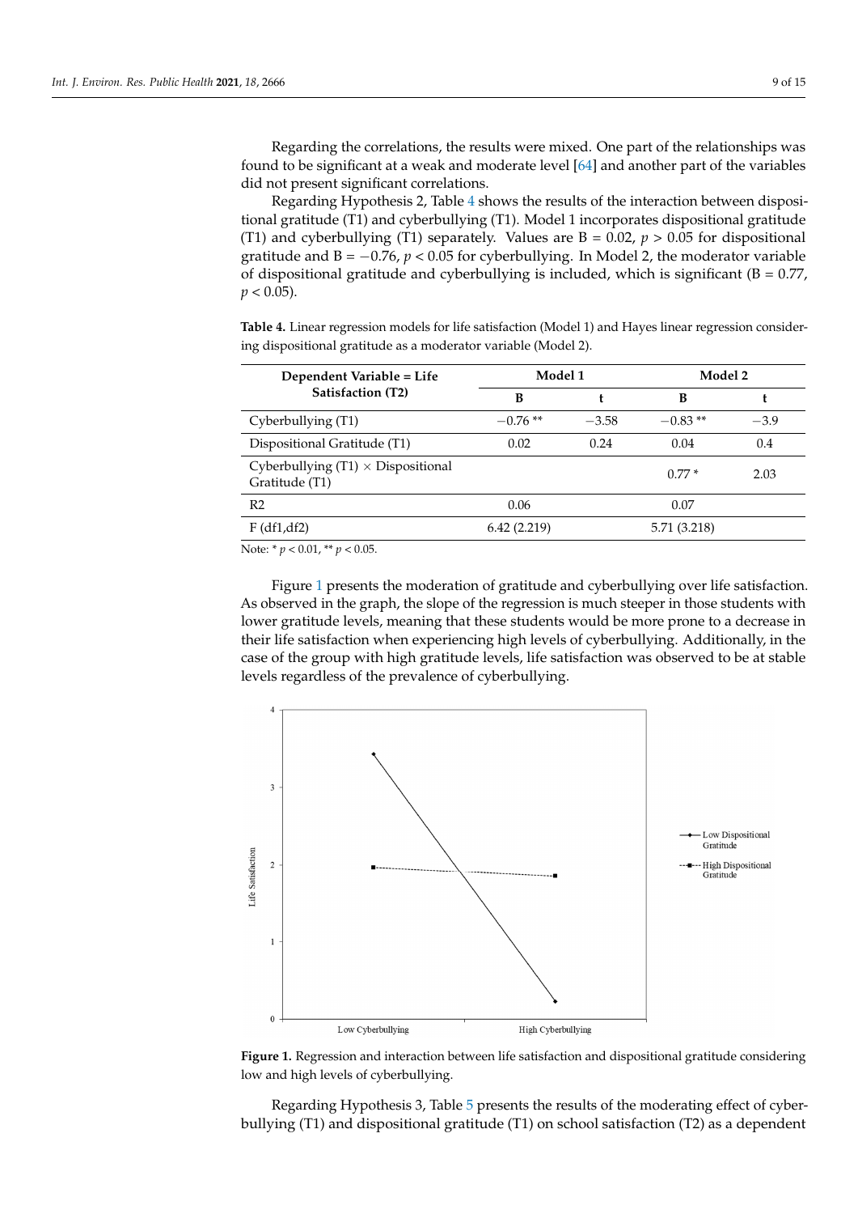Regarding the correlations, the results were mixed. One part of the relationships was found to be significant at a weak and moderate level [64] and another part of the variables did not present significant correlations.

Regarding Hypothesis 2, Table 4 shows the results of the interaction between dispositional gratitude (T1) and cyberbullying (T1). Model 1 incorporates dispositional gratitude (T1) and cyberbullying (T1) separately. Values are B = 0.02, $p > 0.05$ for dispositional gratitude and B = −0.76, $p < 0.05$ for cyberbullying. In Model 2, the moderator variable of dispositional gratitude and cyberbullying is included, which is significant (B = 0.77, $p < 0.05$).

**Table 4.** Linear regression models for life satisfaction (Model 1) and Hayes linear regression considering dispositional gratitude as a moderator variable (Model 2).

| Dependent Variable = Life Satisfaction (T2) | Model 1 | | Model 2 | |
|---|---|---|---|---|
| | B | t | B | t |
| Cyberbullying (T1) | −0.76 ** | −3.58 | −0.83 ** | −3.9 |
| Dispositional Gratitude (T1) | 0.02 | 0.24 | 0.04 | 0.4 |
| Cyberbullying (T1) × Dispositional Gratitude (T1) | | | 0.77 * | 2.03 |
| R2 | 0.06 | | 0.07 | |
| F (df1,df2) | 6.42 (2.219) | | 5.71 (3.218) | |

Note: * $p < 0.01$, ** $p < 0.05$.

Figure 1 presents the moderation of gratitude and cyberbullying over life satisfaction. As observed in the graph, the slope of the regression is much steeper in those students with lower gratitude levels, meaning that these students would be more prone to a decrease in their life satisfaction when experiencing high levels of cyberbullying. Additionally, in the case of the group with high gratitude levels, life satisfaction was observed to be at stable levels regardless of the prevalence of cyberbullying.

**Figure 1.** Regression and interaction between life satisfaction and dispositional gratitude considering low and high levels of cyberbullying.

Regarding Hypothesis 3, Table 5 presents the results of the moderating effect of cyberbullying (T1) and dispositional gratitude (T1) on school satisfaction (T2) as a dependent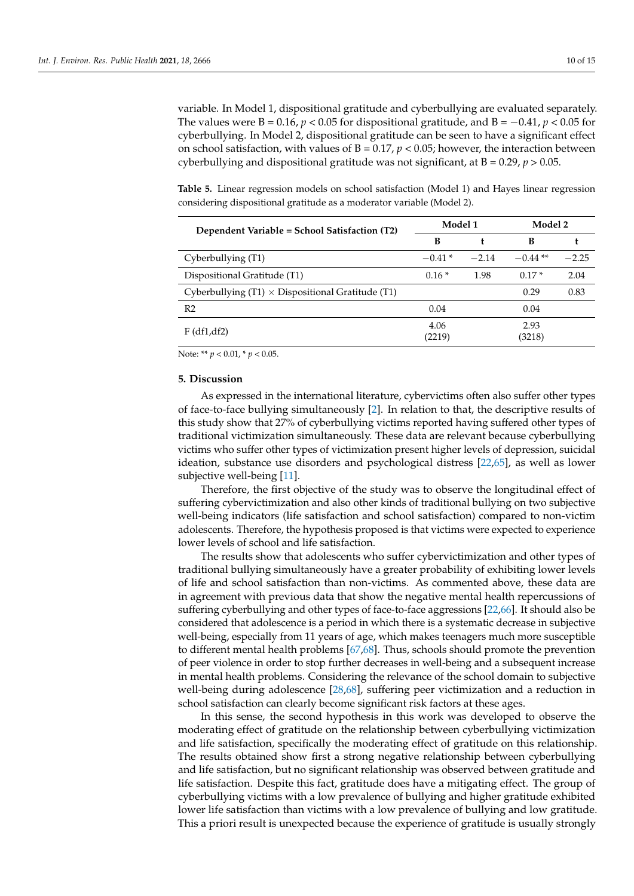variable. In Model 1, dispositional gratitude and cyberbullying are evaluated separately. The values were B = 0.16, $p < 0.05$ for dispositional gratitude, and B = −0.41, $p < 0.05$ for cyberbullying. In Model 2, dispositional gratitude can be seen to have a significant effect on school satisfaction, with values of B = 0.17, $p < 0.05$; however, the interaction between cyberbullying and dispositional gratitude was not significant, at B = 0.29, $p > 0.05$.

**Table 5.** Linear regression models on school satisfaction (Model 1) and Hayes linear regression considering dispositional gratitude as a moderator variable (Model 2).

| Dependent Variable = School Satisfaction (T2) | Model 1 | | Model 2 | |
|---|---|---|---|---|
| | B | t | B | t |
| Cyberbullying (T1) | −0.41 * | −2.14 | −0.44 ** | −2.25 |
| Dispositional Gratitude (T1) | 0.16 * | 1.98 | 0.17 * | 2.04 |
| Cyberbullying (T1) × Dispositional Gratitude (T1) | | | 0.29 | 0.83 |
| R2 | 0.04 | | 0.04 | |
| F (df1,df2) | 4.06 (2219) | | 2.93 (3218) | |

Note: ** $p < 0.01$, * $p < 0.05$.

## 5. Discussion

As expressed in the international literature, cybervictims often also suffer other types of face-to-face bullying simultaneously [2]. In relation to that, the descriptive results of this study show that 27% of cyberbullying victims reported having suffered other types of traditional victimization simultaneously. These data are relevant because cyberbullying victims who suffer other types of victimization present higher levels of depression, suicidal ideation, substance use disorders and psychological distress [22,65], as well as lower subjective well-being [11].

Therefore, the first objective of the study was to observe the longitudinal effect of suffering cybervictimization and also other kinds of traditional bullying on two subjective well-being indicators (life satisfaction and school satisfaction) compared to non-victim adolescents. Therefore, the hypothesis proposed is that victims were expected to experience lower levels of school and life satisfaction.

The results show that adolescents who suffer cybervictimization and other types of traditional bullying simultaneously have a greater probability of exhibiting lower levels of life and school satisfaction than non-victims. As commented above, these data are in agreement with previous data that show the negative mental health repercussions of suffering cyberbullying and other types of face-to-face aggressions [22,66]. It should also be considered that adolescence is a period in which there is a systematic decrease in subjective well-being, especially from 11 years of age, which makes teenagers much more susceptible to different mental health problems [67,68]. Thus, schools should promote the prevention of peer violence in order to stop further decreases in well-being and a subsequent increase in mental health problems. Considering the relevance of the school domain to subjective well-being during adolescence [28,68], suffering peer victimization and a reduction in school satisfaction can clearly become significant risk factors at these ages.

In this sense, the second hypothesis in this work was developed to observe the moderating effect of gratitude on the relationship between cyberbullying victimization and life satisfaction, specifically the moderating effect of gratitude on this relationship. The results obtained show first a strong negative relationship between cyberbullying and life satisfaction, but no significant relationship was observed between gratitude and life satisfaction. Despite this fact, gratitude does have a mitigating effect. The group of cyberbullying victims with a low prevalence of bullying and higher gratitude exhibited lower life satisfaction than victims with a low prevalence of bullying and low gratitude. This a priori result is unexpected because the experience of gratitude is usually strongly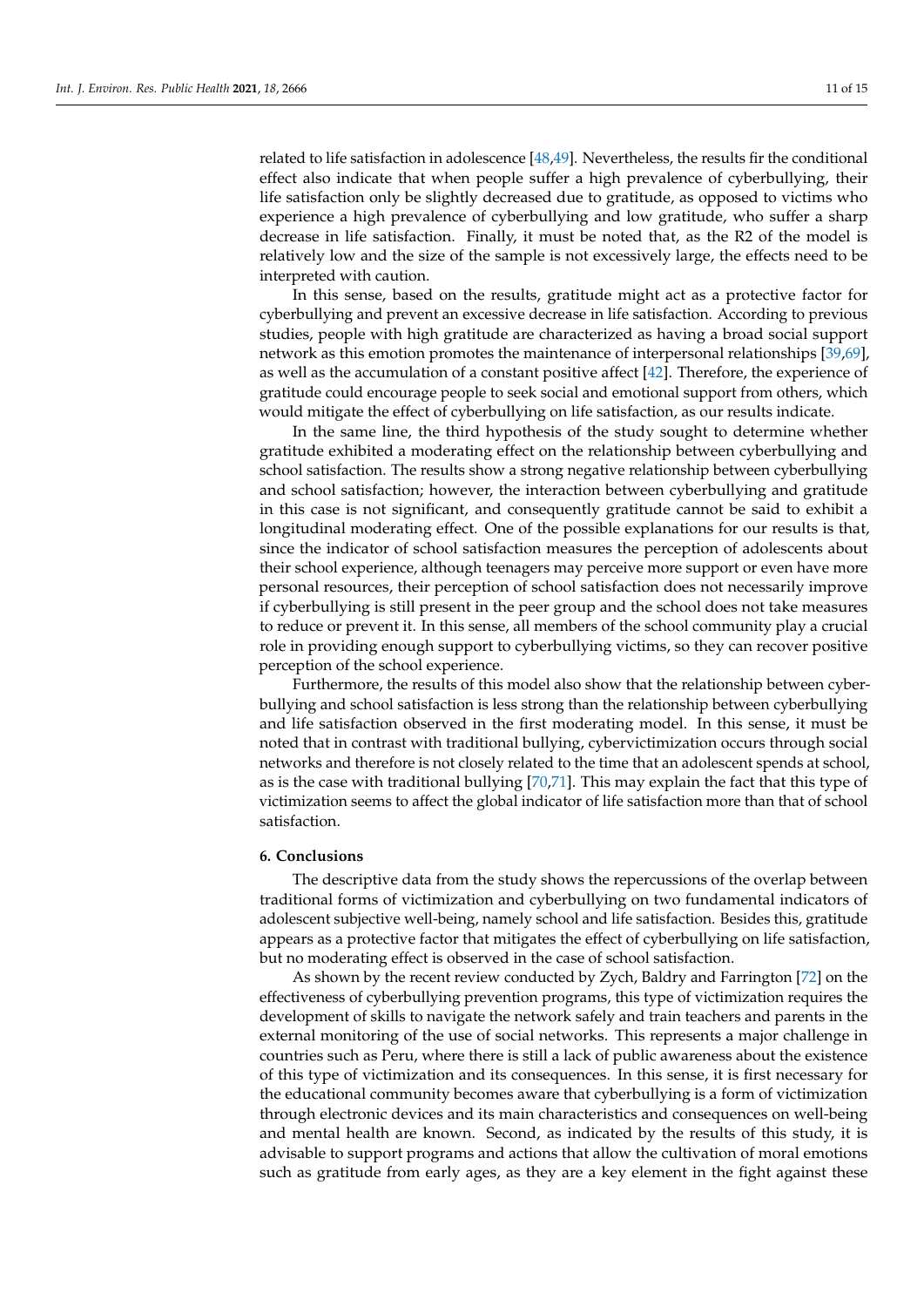related to life satisfaction in adolescence [48,49]. Nevertheless, the results fir the conditional effect also indicate that when people suffer a high prevalence of cyberbullying, their life satisfaction only be slightly decreased due to gratitude, as opposed to victims who experience a high prevalence of cyberbullying and low gratitude, who suffer a sharp decrease in life satisfaction. Finally, it must be noted that, as the R2 of the model is relatively low and the size of the sample is not excessively large, the effects need to be interpreted with caution.

In this sense, based on the results, gratitude might act as a protective factor for cyberbullying and prevent an excessive decrease in life satisfaction. According to previous studies, people with high gratitude are characterized as having a broad social support network as this emotion promotes the maintenance of interpersonal relationships [39,69], as well as the accumulation of a constant positive affect [42]. Therefore, the experience of gratitude could encourage people to seek social and emotional support from others, which would mitigate the effect of cyberbullying on life satisfaction, as our results indicate.

In the same line, the third hypothesis of the study sought to determine whether gratitude exhibited a moderating effect on the relationship between cyberbullying and school satisfaction. The results show a strong negative relationship between cyberbullying and school satisfaction; however, the interaction between cyberbullying and gratitude in this case is not significant, and consequently gratitude cannot be said to exhibit a longitudinal moderating effect. One of the possible explanations for our results is that, since the indicator of school satisfaction measures the perception of adolescents about their school experience, although teenagers may perceive more support or even have more personal resources, their perception of school satisfaction does not necessarily improve if cyberbullying is still present in the peer group and the school does not take measures to reduce or prevent it. In this sense, all members of the school community play a crucial role in providing enough support to cyberbullying victims, so they can recover positive perception of the school experience.

Furthermore, the results of this model also show that the relationship between cyberbullying and school satisfaction is less strong than the relationship between cyberbullying and life satisfaction observed in the first moderating model. In this sense, it must be noted that in contrast with traditional bullying, cybervictimization occurs through social networks and therefore is not closely related to the time that an adolescent spends at school, as is the case with traditional bullying [70,71]. This may explain the fact that this type of victimization seems to affect the global indicator of life satisfaction more than that of school satisfaction.

## 6. Conclusions

The descriptive data from the study shows the repercussions of the overlap between traditional forms of victimization and cyberbullying on two fundamental indicators of adolescent subjective well-being, namely school and life satisfaction. Besides this, gratitude appears as a protective factor that mitigates the effect of cyberbullying on life satisfaction, but no moderating effect is observed in the case of school satisfaction.

As shown by the recent review conducted by Zych, Baldry and Farrington [72] on the effectiveness of cyberbullying prevention programs, this type of victimization requires the development of skills to navigate the network safely and train teachers and parents in the external monitoring of the use of social networks. This represents a major challenge in countries such as Peru, where there is still a lack of public awareness about the existence of this type of victimization and its consequences. In this sense, it is first necessary for the educational community becomes aware that cyberbullying is a form of victimization through electronic devices and its main characteristics and consequences on well-being and mental health are known. Second, as indicated by the results of this study, it is advisable to support programs and actions that allow the cultivation of moral emotions such as gratitude from early ages, as they are a key element in the fight against these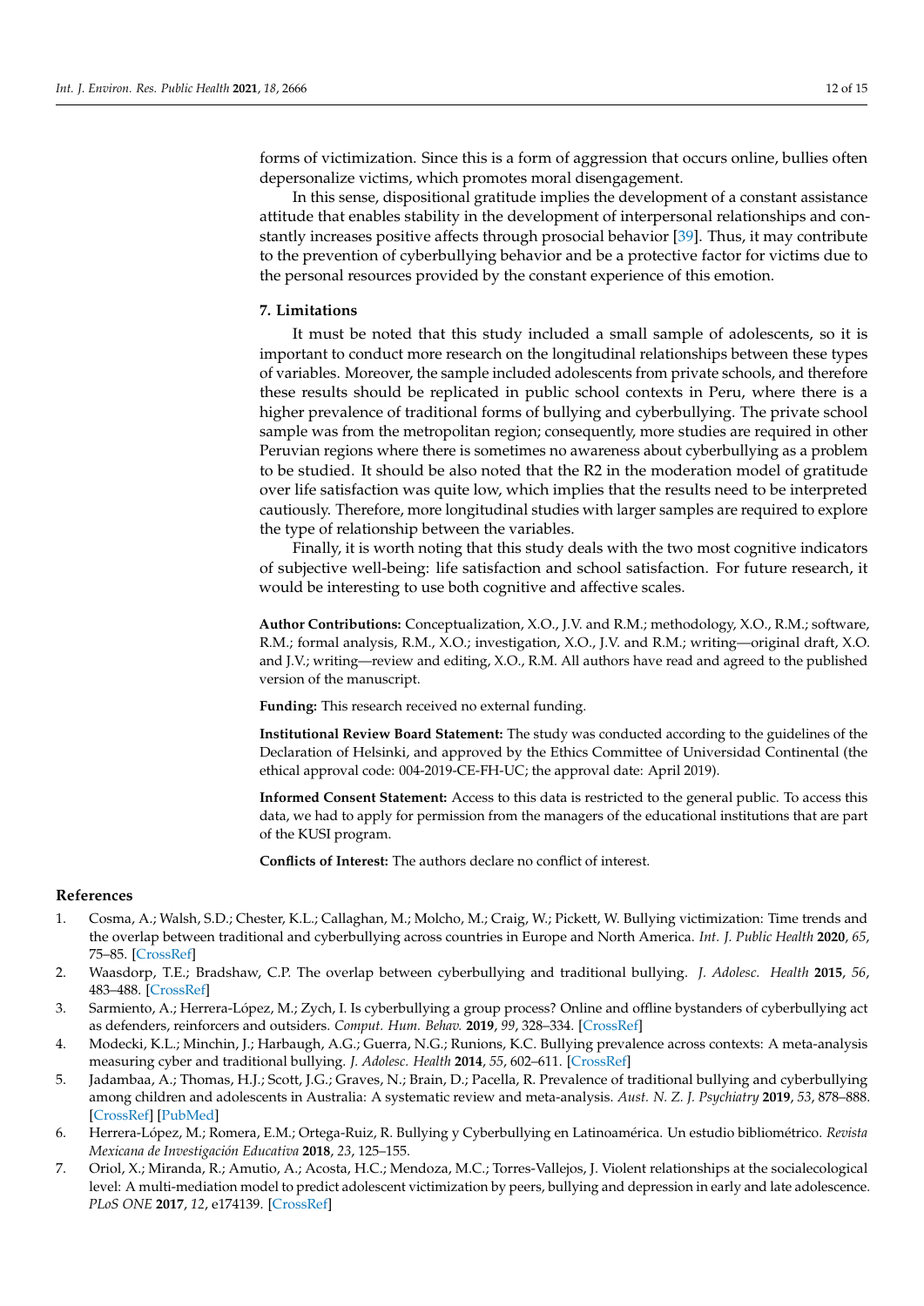forms of victimization. Since this is a form of aggression that occurs online, bullies often depersonalize victims, which promotes moral disengagement.

In this sense, dispositional gratitude implies the development of a constant assistance attitude that enables stability in the development of interpersonal relationships and constantly increases positive affects through prosocial behavior [39]. Thus, it may contribute to the prevention of cyberbullying behavior and be a protective factor for victims due to the personal resources provided by the constant experience of this emotion.

## 7. Limitations

It must be noted that this study included a small sample of adolescents, so it is important to conduct more research on the longitudinal relationships between these types of variables. Moreover, the sample included adolescents from private schools, and therefore these results should be replicated in public school contexts in Peru, where there is a higher prevalence of traditional forms of bullying and cyberbullying. The private school sample was from the metropolitan region; consequently, more studies are required in other Peruvian regions where there is sometimes no awareness about cyberbullying as a problem to be studied. It should be also noted that the R2 in the moderation model of gratitude over life satisfaction was quite low, which implies that the results need to be interpreted cautiously. Therefore, more longitudinal studies with larger samples are required to explore the type of relationship between the variables.

Finally, it is worth noting that this study deals with the two most cognitive indicators of subjective well-being: life satisfaction and school satisfaction. For future research, it would be interesting to use both cognitive and affective scales.

**Author Contributions:** Conceptualization, X.O., J.V. and R.M.; methodology, X.O., R.M.; software, R.M.; formal analysis, R.M., X.O.; investigation, X.O., J.V. and R.M.; writing—original draft, X.O. and J.V.; writing—review and editing, X.O., R.M. All authors have read and agreed to the published version of the manuscript.

**Funding:** This research received no external funding.

**Institutional Review Board Statement:** The study was conducted according to the guidelines of the Declaration of Helsinki, and approved by the Ethics Committee of Universidad Continental (the ethical approval code: 004-2019-CE-FH-UC; the approval date: April 2019).

**Informed Consent Statement:** Access to this data is restricted to the general public. To access this data, we had to apply for permission from the managers of the educational institutions that are part of the KUSI program.

**Conflicts of Interest:** The authors declare no conflict of interest.

## References

1. Cosma, A.; Walsh, S.D.; Chester, K.L.; Callaghan, M.; Molcho, M.; Craig, W.; Pickett, W. Bullying victimization: Time trends and the overlap between traditional and cyberbullying across countries in Europe and North America. *Int. J. Public Health* **2020**, *65*, 75–85. [CrossRef]
2. Waasdorp, T.E.; Bradshaw, C.P. The overlap between cyberbullying and traditional bullying. *J. Adolesc. Health* **2015**, *56*, 483–488. [CrossRef]
3. Sarmiento, A.; Herrera-López, M.; Zych, I. Is cyberbullying a group process? Online and offline bystanders of cyberbullying act as defenders, reinforcers and outsiders. *Comput. Hum. Behav.* **2019**, *99*, 328–334. [CrossRef]
4. Modecki, K.L.; Minchin, J.; Harbaugh, A.G.; Guerra, N.G.; Runions, K.C. Bullying prevalence across contexts: A meta-analysis measuring cyber and traditional bullying. *J. Adolesc. Health* **2014**, *55*, 602–611. [CrossRef]
5. Jadambaa, A.; Thomas, H.J.; Scott, J.G.; Graves, N.; Brain, D.; Pacella, R. Prevalence of traditional bullying and cyberbullying among children and adolescents in Australia: A systematic review and meta-analysis. *Aust. N. Z. J. Psychiatry* **2019**, *53*, 878–888. [CrossRef] [PubMed]
6. Herrera-López, M.; Romera, E.M.; Ortega-Ruiz, R. Bullying y Cyberbullying en Latinoamérica. Un estudio bibliométrico. *Revista Mexicana de Investigación Educativa* **2018**, *23*, 125–155.
7. Oriol, X.; Miranda, R.; Amutio, A.; Acosta, H.C.; Mendoza, M.C.; Torres-Vallejos, J. Violent relationships at the socialecological level: A multi-mediation model to predict adolescent victimization by peers, bullying and depression in early and late adolescence. *PLoS ONE* **2017**, *12*, e174139. [CrossRef]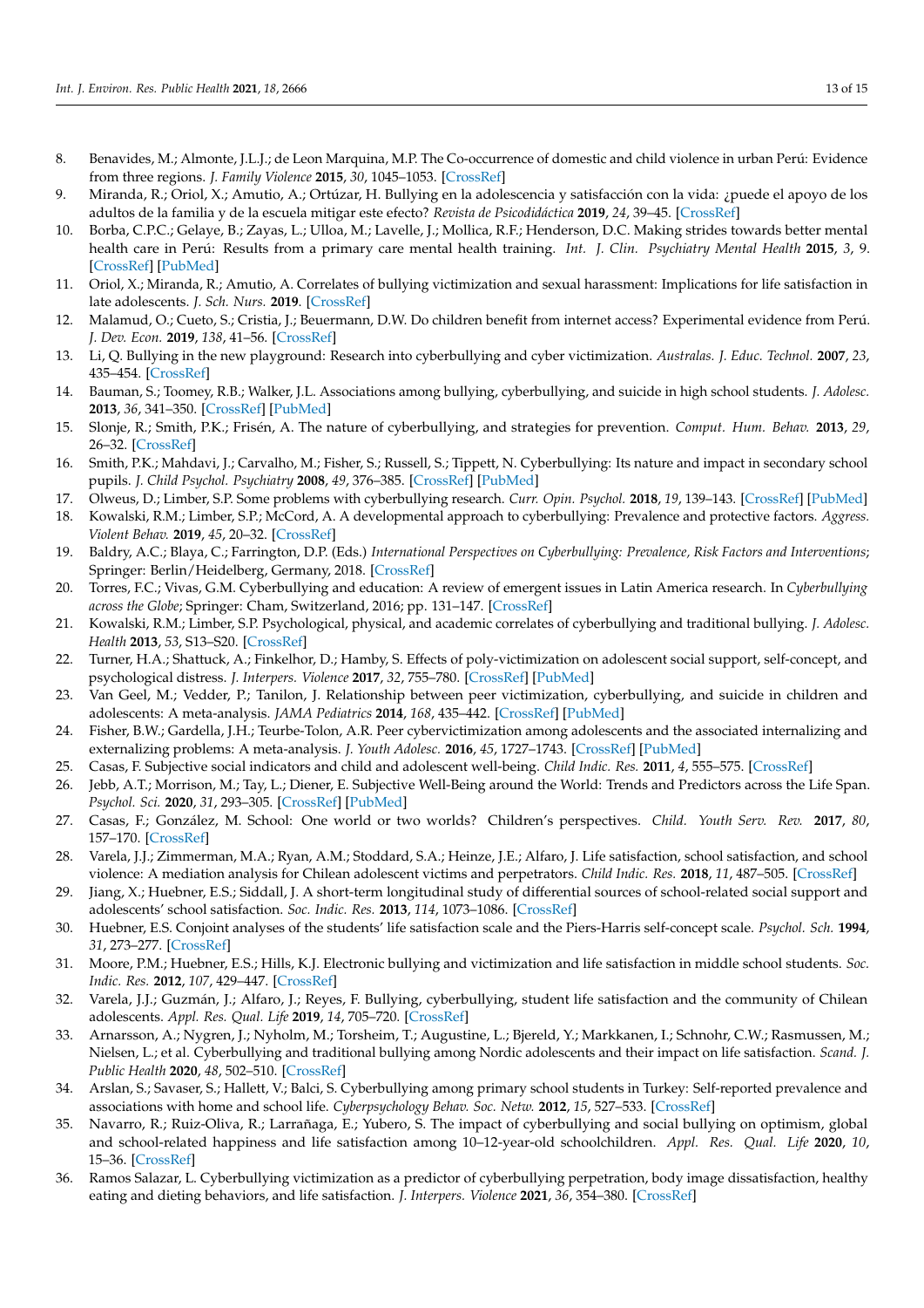8. Benavides, M.; Almonte, J.L.J.; de Leon Marquina, M.P. The Co-occurrence of domestic and child violence in urban Perú: Evidence from three regions. *J. Family Violence* **2015**, *30*, 1045–1053. [CrossRef]
9. Miranda, R.; Oriol, X.; Amutio, A.; Ortúzar, H. Bullying en la adolescencia y satisfacción con la vida: ¿puede el apoyo de los adultos de la familia y de la escuela mitigar este efecto? *Revista de Psicodidáctica* **2019**, *24*, 39–45. [CrossRef]
10. Borba, C.P.C.; Gelaye, B.; Zayas, L.; Ulloa, M.; Lavelle, J.; Mollica, R.F.; Henderson, D.C. Making strides towards better mental health care in Perú: Results from a primary care mental health training. *Int. J. Clin. Psychiatry Mental Health* **2015**, *3*, 9. [CrossRef] [PubMed]
11. Oriol, X.; Miranda, R.; Amutio, A. Correlates of bullying victimization and sexual harassment: Implications for life satisfaction in late adolescents. *J. Sch. Nurs.* **2019**. [CrossRef]
12. Malamud, O.; Cueto, S.; Cristia, J.; Beuermann, D.W. Do children benefit from internet access? Experimental evidence from Perú. *J. Dev. Econ.* **2019**, *138*, 41–56. [CrossRef]
13. Li, Q. Bullying in the new playground: Research into cyberbullying and cyber victimization. *Australas. J. Educ. Technol.* **2007**, *23*, 435–454. [CrossRef]
14. Bauman, S.; Toomey, R.B.; Walker, J.L. Associations among bullying, cyberbullying, and suicide in high school students. *J. Adolesc.* **2013**, *36*, 341–350. [CrossRef] [PubMed]
15. Slonje, R.; Smith, P.K.; Frisén, A. The nature of cyberbullying, and strategies for prevention. *Comput. Hum. Behav.* **2013**, *29*, 26–32. [CrossRef]
16. Smith, P.K.; Mahdavi, J.; Carvalho, M.; Fisher, S.; Russell, S.; Tippett, N. Cyberbullying: Its nature and impact in secondary school pupils. *J. Child Psychol. Psychiatry* **2008**, *49*, 376–385. [CrossRef] [PubMed]
17. Olweus, D.; Limber, S.P. Some problems with cyberbullying research. *Curr. Opin. Psychol.* **2018**, *19*, 139–143. [CrossRef] [PubMed]
18. Kowalski, R.M.; Limber, S.P.; McCord, A. A developmental approach to cyberbullying: Prevalence and protective factors. *Aggress. Violent Behav.* **2019**, *45*, 20–32. [CrossRef]
19. Baldry, A.C.; Blaya, C.; Farrington, D.P. (Eds.) *International Perspectives on Cyberbullying: Prevalence, Risk Factors and Interventions*; Springer: Berlin/Heidelbelrg, Germany, 2018. [CrossRef]
20. Torres, F.C.; Vivas, G.M. Cyberbullying and education: A review of emergent issues in Latin America research. In *Cyberbullying across the Globe*; Springer: Cham, Switzerland, 2016; pp. 131–147. [CrossRef]
21. Kowalski, R.M.; Limber, S.P. Psychological, physical, and academic correlates of cyberbullying and traditional bullying. *J. Adolesc. Health* **2013**, *53*, S13–S20. [CrossRef]
22. Turner, H.A.; Shattuck, A.; Finkelhor, D.; Hamby, S. Effects of poly-victimization on adolescent social support, self-concept, and psychological distress. *J. Interpers. Violence* **2017**, *32*, 755–780. [CrossRef] [PubMed]
23. Van Geel, M.; Vedder, P.; Tanilon, J. Relationship between peer victimization, cyberbullying, and suicide in children and adolescents: A meta-analysis. *JAMA Pediatrics* **2014**, *168*, 435–442. [CrossRef] [PubMed]
24. Fisher, B.W.; Gardella, J.H.; Teurbe-Tolon, A.R. Peer cybervictimization among adolescents and the associated internalizing and externalizing problems: A meta-analysis. *J. Youth Adolesc.* **2016**, *45*, 1727–1743. [CrossRef] [PubMed]
25. Casas, F. Subjective social indicators and child and adolescent well-being. *Child Indic. Res.* **2011**, *4*, 555–575. [CrossRef]
26. Jebb, A.T.; Morrison, M.; Tay, L.; Diener, E. Subjective Well-Being around the World: Trends and Predictors across the Life Span. *Psychol. Sci.* **2020**, *31*, 293–305. [CrossRef] [PubMed]
27. Casas, F.; González, M. School: One world or two worlds? Children's perspectives. *Child. Youth Serv. Rev.* **2017**, *80*, 157–170. [CrossRef]
28. Varela, J.J.; Zimmerman, M.A.; Ryan, A.M.; Stoddard, S.A.; Heinze, J.E.; Alfaro, J. Life satisfaction, school satisfaction, and school violence: A mediation analysis for Chilean adolescent victims and perpetrators. *Child Indic. Res.* **2018**, *11*, 487–505. [CrossRef]
29. Jiang, X.; Huebner, E.S.; Siddall, J. A short-term longitudinal study of differential sources of school-related social support and adolescents' school satisfaction. *Soc. Indic. Res.* **2013**, *114*, 1073–1086. [CrossRef]
30. Huebner, E.S. Conjoint analyses of the students' life satisfaction scale and the Piers-Harris self-concept scale. *Psychol. Sch.* **1994**, *31*, 273–277. [CrossRef]
31. Moore, P.M.; Huebner, E.S.; Hills, K.J. Electronic bullying and victimization and life satisfaction in middle school students. *Soc. Indic. Res.* **2012**, *107*, 429–447. [CrossRef]
32. Varela, J.J.; Guzmán, J.; Alfaro, J.; Reyes, F. Bullying, cyberbullying, student life satisfaction and the community of Chilean adolescents. *Appl. Res. Qual. Life* **2019**, *14*, 705–720. [CrossRef]
33. Arnarsson, A.; Nygren, J.; Nyholm, M.; Torsheim, T.; Augustine, L.; Bjereld, Y.; Markkanen, I.; Schnohr, C.W.; Rasmussen, M.; Nielsen, L.; et al. Cyberbullying and traditional bullying among Nordic adolescents and their impact on life satisfaction. *Scand. J. Public Health* **2020**, *48*, 502–510. [CrossRef]
34. Arslan, S.; Savaser, S.; Hallett, V.; Balci, S. Cyberbullying among primary school students in Turkey: Self-reported prevalence and associations with home and school life. *Cyberpsychology Behav. Soc. Netw.* **2012**, *15*, 527–533. [CrossRef]
35. Navarro, R.; Ruiz-Oliva, R.; Larrañaga, E.; Yubero, S. The impact of cyberbullying and social bullying on optimism, global and school-related happiness and life satisfaction among 10–12-year-old schoolchildren. *Appl. Res. Qual. Life* **2020**, *10*, 15–36. [CrossRef]
36. Ramos Salazar, L. Cyberbullying victimization as a predictor of cyberbullying perpetration, body image dissatisfaction, healthy eating and dieting behaviors, and life satisfaction. *J. Interpers. Violence* **2021**, *36*, 354–380. [CrossRef]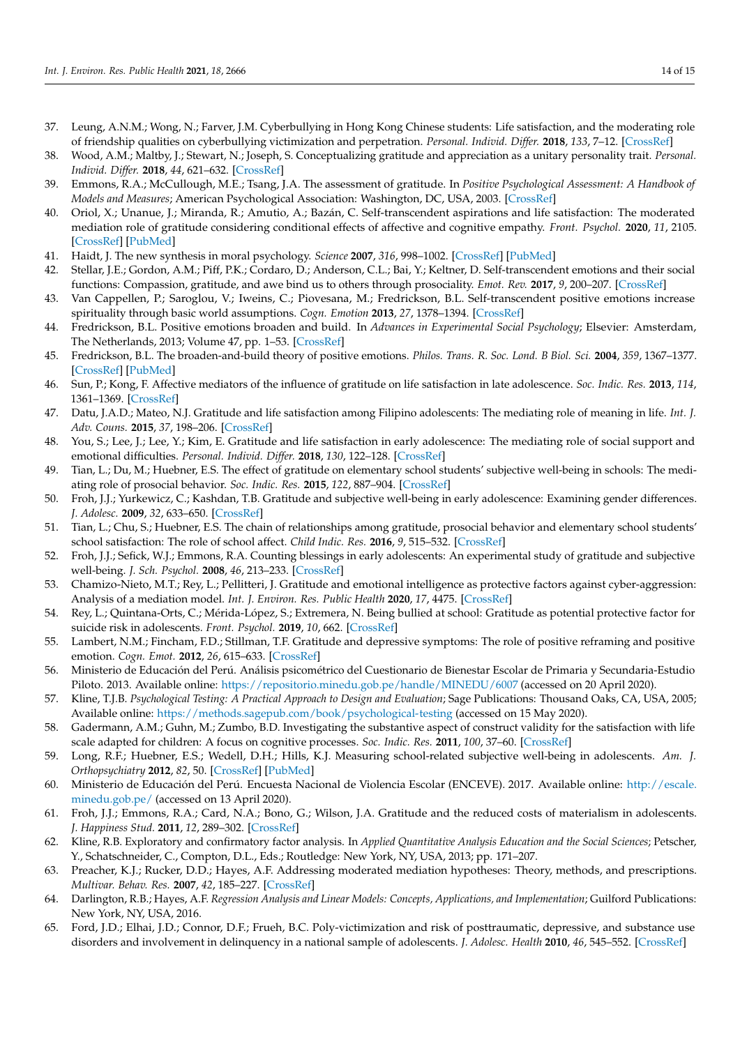37. Leung, A.N.M.; Wong, N.; Farver, J.M. Cyberbullying in Hong Kong Chinese students: Life satisfaction, and the moderating role of friendship qualities on cyberbullying victimization and perpetration. *Personal. Individ. Differ.* **2018**, *133*, 7–12. [CrossRef]
38. Wood, A.M.; Maltby, J.; Stewart, N.; Joseph, S. Conceptualizing gratitude and appreciation as a unitary personality trait. *Personal. Individ. Differ.* **2018**, *44*, 621–632. [CrossRef]
39. Emmons, R.A.; McCullough, M.E.; Tsang, J.A. The assessment of gratitude. In *Positive Psychological Assessment: A Handbook of Models and Measures*; American Psychological Association: Washington, DC, USA, 2003. [CrossRef]
40. Oriol, X.; Unanue, J.; Miranda, R.; Amutio, A.; Bazán, C. Self-transcendent aspirations and life satisfaction: The moderated mediation role of gratitude considering conditional effects of affective and cognitive empathy. *Front. Psychol.* **2020**, *11*, 2105. [CrossRef] [PubMed]
41. Haidt, J. The new synthesis in moral psychology. *Science* **2007**, *316*, 998–1002. [CrossRef] [PubMed]
42. Stellar, J.E.; Gordon, A.M.; Piff, P.K.; Cordaro, D.; Anderson, C.L.; Bai, Y.; Keltner, D. Self-transcendent emotions and their social functions: Compassion, gratitude, and awe bind us to others through prosociality. *Emot. Rev.* **2017**, *9*, 200–207. [CrossRef]
43. Van Cappellen, P.; Saroglou, V.; Iweins, C.; Piovesana, M.; Fredrickson, B.L. Self-transcendent positive emotions increase spirituality through basic world assumptions. *Cogn. Emotion* **2013**, *27*, 1378–1394. [CrossRef]
44. Fredrickson, B.L. Positive emotions broaden and build. In *Advances in Experimental Social Psychology*; Elsevier: Amsterdam, The Netherlands, 2013; Volume 47, pp. 1–53. [CrossRef]
45. Fredrickson, B.L. The broaden-and-build theory of positive emotions. *Philos. Trans. R. Soc. Lond. B Biol. Sci.* **2004**, *359*, 1367–1377. [CrossRef] [PubMed]
46. Sun, P.; Kong, F. Affective mediators of the influence of gratitude on life satisfaction in late adolescence. *Soc. Indic. Res.* **2013**, *114*, 1361–1369. [CrossRef]
47. Datu, J.A.D.; Mateo, N.J. Gratitude and life satisfaction among Filipino adolescents: The mediating role of meaning in life. *Int. J. Adv. Couns.* **2015**, *37*, 198–206. [CrossRef]
48. You, S.; Lee, J.; Lee, Y.; Kim, E. Gratitude and life satisfaction in early adolescence: The mediating role of social support and emotional difficulties. *Personal. Individ. Differ.* **2018**, *130*, 122–128. [CrossRef]
49. Tian, L.; Du, M.; Huebner, E.S. The effect of gratitude on elementary school students' subjective well-being in schools: The mediating role of prosocial behavior. *Soc. Indic. Res.* **2015**, *122*, 887–904. [CrossRef]
50. Froh, J.J.; Yurkewicz, C.; Kashdan, T.B. Gratitude and subjective well-being in early adolescence: Examining gender differences. *J. Adolesc.* **2009**, *32*, 633–650. [CrossRef]
51. Tian, L.; Chu, S.; Huebner, E.S. The chain of relationships among gratitude, prosocial behavior and elementary school students' school satisfaction: The role of school affect. *Child Indic. Res.* **2016**, *9*, 515–532. [CrossRef]
52. Froh, J.J.; Sefick, W.J.; Emmons, R.A. Counting blessings in early adolescents: An experimental study of gratitude and subjective well-being. *J. Sch. Psychol.* **2008**, *46*, 213–233. [CrossRef]
53. Chamizo-Nieto, M.T.; Rey, L.; Pellitteri, J. Gratitude and emotional intelligence as protective factors against cyber-aggression: Analysis of a mediation model. *Int. J. Environ. Res. Public Health* **2020**, *17*, 4475. [CrossRef]
54. Rey, L.; Quintana-Orts, C.; Mérida-López, S.; Extremera, N. Being bullied at school: Gratitude as potential protective factor for suicide risk in adolescents. *Front. Psychol.* **2019**, *10*, 662. [CrossRef]
55. Lambert, N.M.; Fincham, F.D.; Stillman, T.F. Gratitude and depressive symptoms: The role of positive reframing and positive emotion. *Cogn. Emot.* **2012**, *26*, 615–633. [CrossRef]
56. Ministerio de Educación del Perú. Análisis psicométrico del Cuestionario de Bienestar Escolar de Primaria y Secundaria-Estudio Piloto. 2013. Available online: https://repositorio.minedu.gob.pe/handle/MINEDU/6007 (accessed on 20 April 2020).
57. Kline, T.J.B. *Psychological Testing: A Practical Approach to Design and Evaluation*; Sage Publications: Thousand Oaks, CA, USA, 2005; Available online: https://methods.sagepub.com/book/psychological-testing (accessed on 15 May 2020).
58. Gadermann, A.M.; Guhn, M.; Zumbo, B.D. Investigating the substantive aspect of construct validity for the satisfaction with life scale adapted for children: A focus on cognitive processes. *Soc. Indic. Res.* **2011**, *100*, 37–60. [CrossRef]
59. Long, R.F.; Huebner, E.S.; Wedell, D.H.; Hills, K.J. Measuring school-related subjective well-being in adolescents. *Am. J. Orthopsychiatry* **2012**, *82*, 50. [CrossRef] [PubMed]
60. Ministerio de Educación del Perú. Encuesta Nacional de Violencia Escolar (ENCEVE). 2017. Available online: http://escale.minedu.gob.pe/ (accessed on 13 April 2020).
61. Froh, J.J.; Emmons, R.A.; Card, N.A.; Bono, G.; Wilson, J.A. Gratitude and the reduced costs of materialism in adolescents. *J. Happiness Stud.* **2011**, *12*, 289–302. [CrossRef]
62. Kline, R.B. Exploratory and confirmatory factor analysis. In *Applied Quantitative Analysis Education and the Social Sciences*; Petscher, Y., Schatschneider, C., Compton, D.L., Eds.; Routledge: New York, NY, USA, 2013; pp. 171–207.
63. Preacher, K.J.; Rucker, D.D.; Hayes, A.F. Addressing moderated mediation hypotheses: Theory, methods, and prescriptions. *Multivar. Behav. Res.* **2007**, *42*, 185–227. [CrossRef]
64. Darlington, R.B.; Hayes, A.F. *Regression Analysis and Linear Models: Concepts, Applications, and Implementation*; Guilford Publications: New York, NY, USA, 2016.
65. Ford, J.D.; Elhai, J.D.; Connor, D.F.; Frueh, B.C. Poly-victimization and risk of posttraumatic, depressive, and substance use disorders and involvement in delinquency in a national sample of adolescents. *J. Adolesc. Health* **2010**, *46*, 545–552. [CrossRef]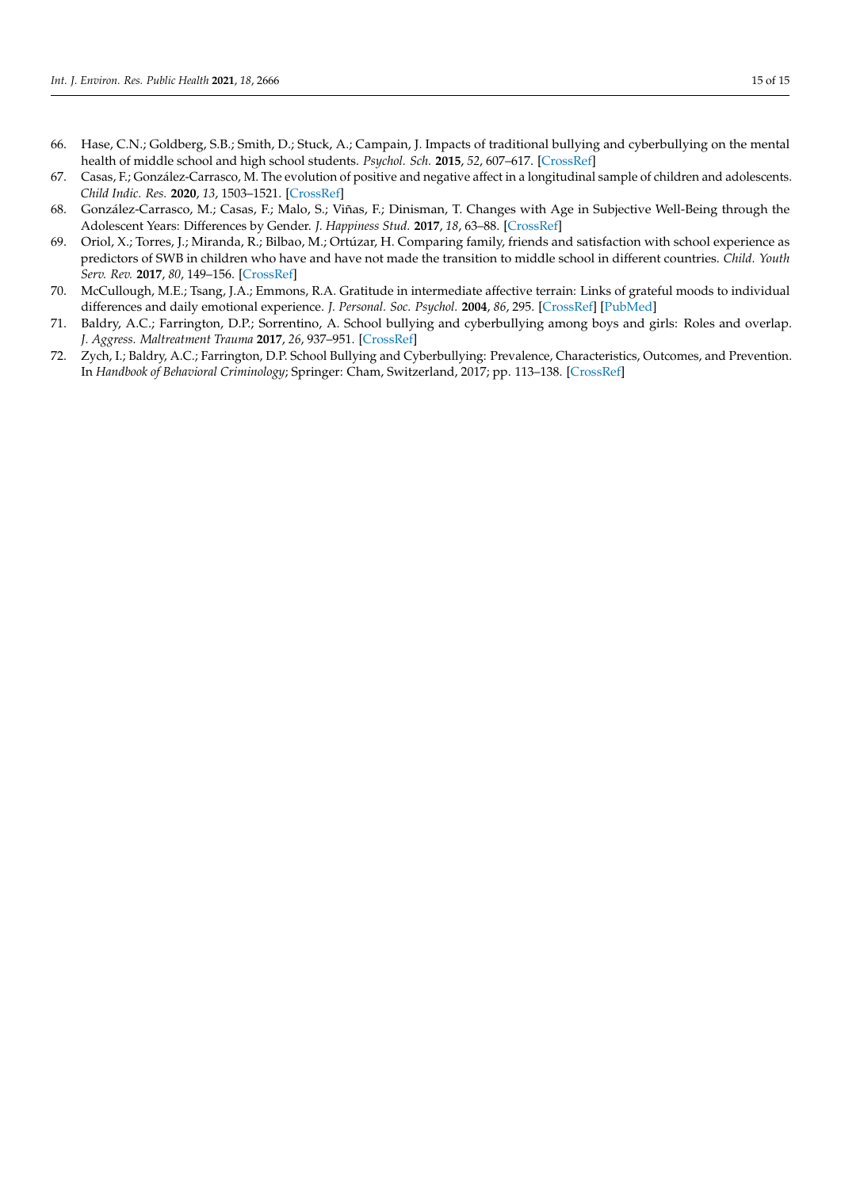66. Hase, C.N.; Goldberg, S.B.; Smith, D.; Stuck, A.; Campain, J. Impacts of traditional bullying and cyberbullying on the mental health of middle school and high school students. *Psychol. Sch.* **2015**, *52*, 607–617. [CrossRef]
67. Casas, F.; González-Carrasco, M. The evolution of positive and negative affect in a longitudinal sample of children and adolescents. *Child Indic. Res.* **2020**, *13*, 1503–1521. [CrossRef]
68. González-Carrasco, M.; Casas, F.; Malo, S.; Viñas, F.; Dinisman, T. Changes with Age in Subjective Well-Being through the Adolescent Years: Differences by Gender. *J. Happiness Stud.* **2017**, *18*, 63–88. [CrossRef]
69. Oriol, X.; Torres, J.; Miranda, R.; Bilbao, M.; Ortúzar, H. Comparing family, friends and satisfaction with school experience as predictors of SWB in children who have and have not made the transition to middle school in different countries. *Child. Youth Serv. Rev.* **2017**, *80*, 149–156. [CrossRef]
70. McCullough, M.E.; Tsang, J.A.; Emmons, R.A. Gratitude in intermediate affective terrain: Links of grateful moods to individual differences and daily emotional experience. *J. Personal. Soc. Psychol.* **2004**, *86*, 295. [CrossRef] [PubMed]
71. Baldry, A.C.; Farrington, D.P.; Sorrentino, A. School bullying and cyberbullying among boys and girls: Roles and overlap. *J. Aggress. Maltreatment Trauma* **2017**, *26*, 937–951. [CrossRef]
72. Zych, I.; Baldry, A.C.; Farrington, D.P. School Bullying and Cyberbullying: Prevalence, Characteristics, Outcomes, and Prevention. In *Handbook of Behavioral Criminology*; Springer: Cham, Switzerland, 2017; pp. 113–138. [CrossRef]